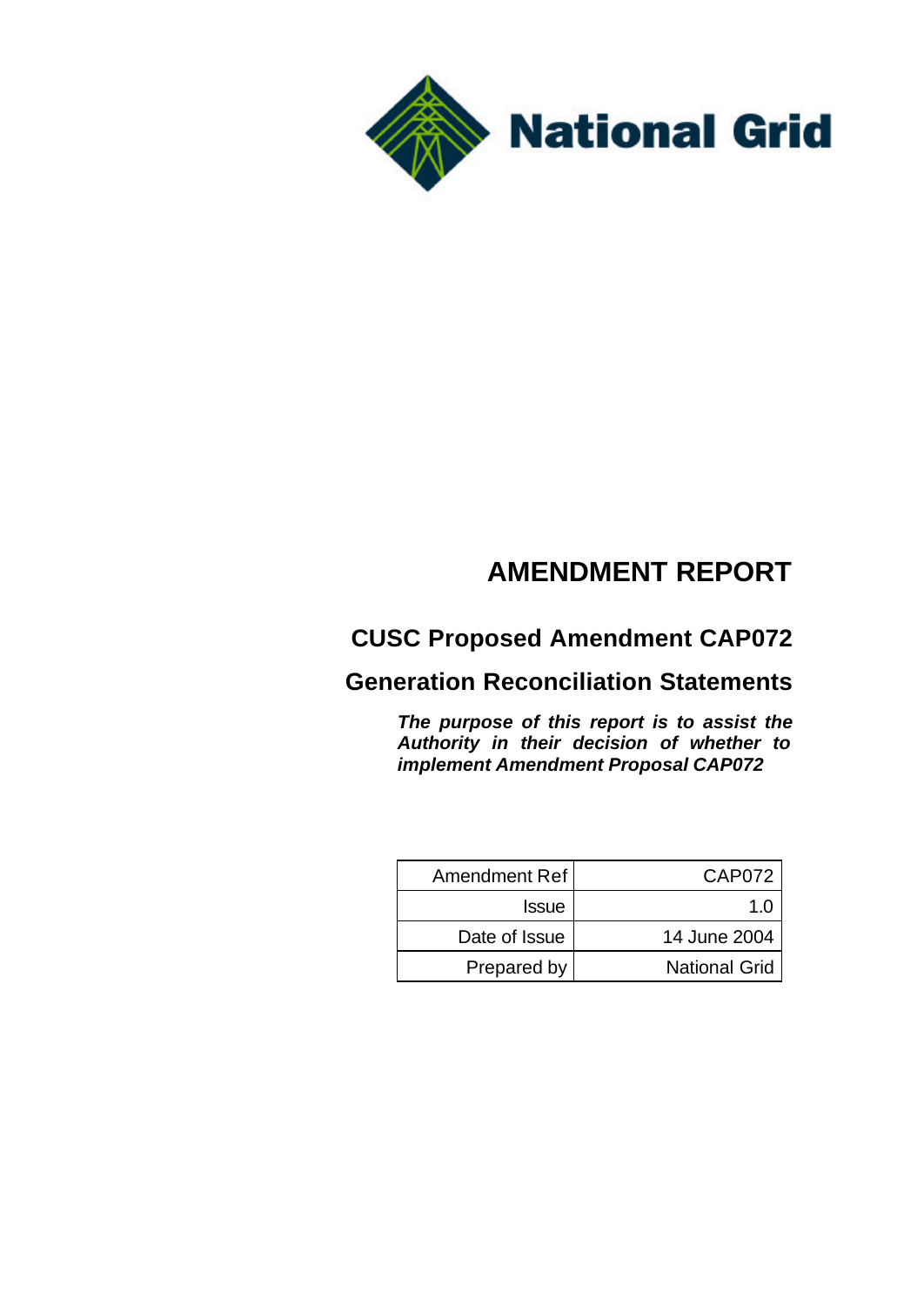National Grid

# AMENDMENT REPORT

## CUSC Proposed Amendment CAP072

## Generation Reconciliation Statements

***The purpose of this report is to assist the Authority in their decision of whether to implement Amendment Proposal CAP072***

| Amendment Ref | CAP072 |
|---|---|
| Issue | 1.0 |
| Date of Issue | 14 June 2004 |
| Prepared by | National Grid |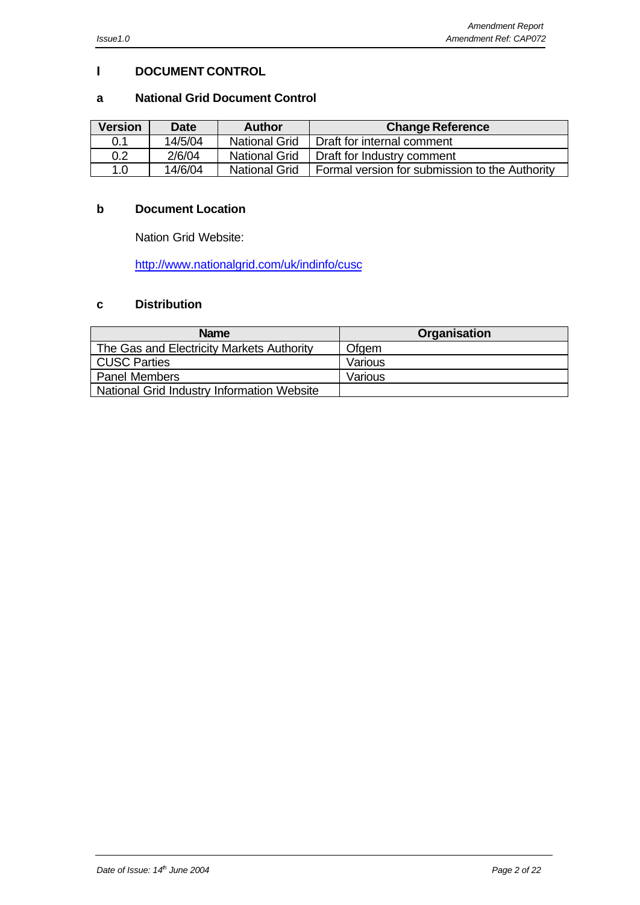# I DOCUMENT CONTROL

## a National Grid Document Control

| Version | Date | Author | Change Reference |
|---|---|---|---|
| 0.1 | 14/5/04 | National Grid | Draft for internal comment |
| 0.2 | 2/6/04 | National Grid | Draft for Industry comment |
| 1.0 | 14/6/04 | National Grid | Formal version for submission to the Authority |

## b Document Location

Nation Grid Website:

http://www.nationalgrid.com/uk/indinfo/cusc

## c Distribution

| Name | Organisation |
|---|---|
| The Gas and Electricity Markets Authority | Ofgem |
| CUSC Parties | Various |
| Panel Members | Various |
| National Grid Industry Information Website | |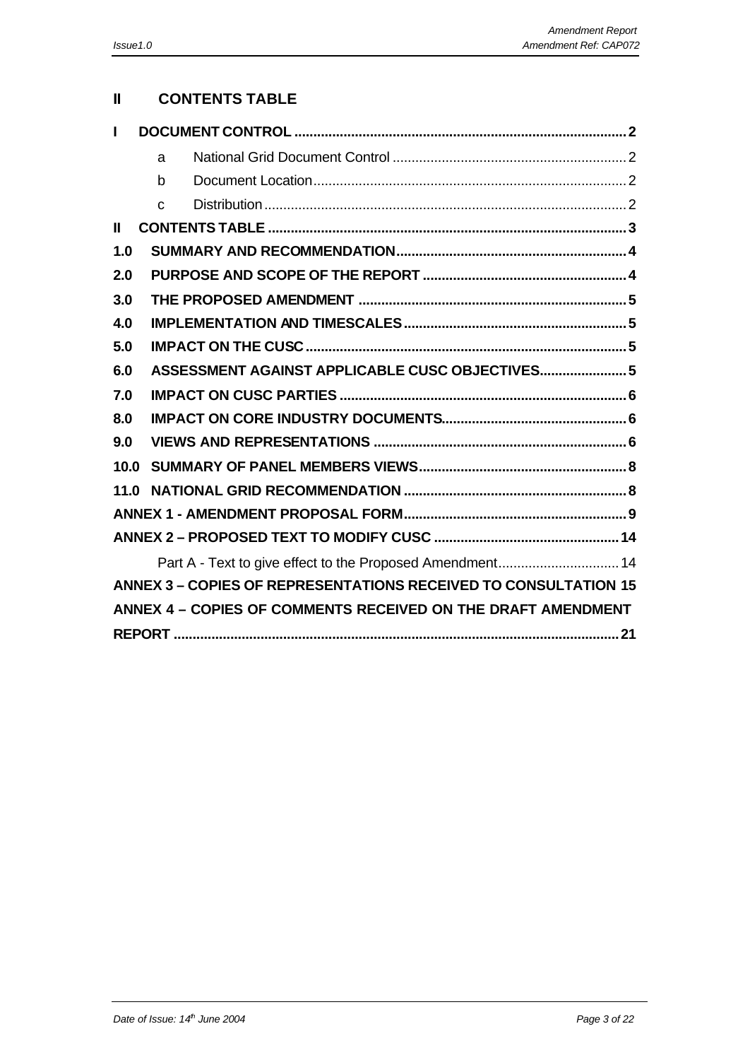## II CONTENTS TABLE

| | | | |
|---|---|---|---|
| **I** | **DOCUMENT CONTROL** | | **2** |
| | a | National Grid Document Control | 2 |
| | b | Document Location | 2 |
| | c | Distribution | 2 |
| **II** | **CONTENTS TABLE** | | **3** |
| **1.0** | **SUMMARY AND RECOMMENDATION** | | **4** |
| **2.0** | **PURPOSE AND SCOPE OF THE REPORT** | | **4** |
| **3.0** | **THE PROPOSED AMENDMENT** | | **5** |
| **4.0** | **IMPLEMENTATION AND TIMESCALES** | | **5** |
| **5.0** | **IMPACT ON THE CUSC** | | **5** |
| **6.0** | **ASSESSMENT AGAINST APPLICABLE CUSC OBJECTIVES** | | **5** |
| **7.0** | **IMPACT ON CUSC PARTIES** | | **6** |
| **8.0** | **IMPACT ON CORE INDUSTRY DOCUMENTS** | | **6** |
| **9.0** | **VIEWS AND REPRESENTATIONS** | | **6** |
| **10.0** | **SUMMARY OF PANEL MEMBERS VIEWS** | | **8** |
| **11.0** | **NATIONAL GRID RECOMMENDATION** | | **8** |
| **ANNEX 1 - AMENDMENT PROPOSAL FORM** | | | **9** |
| **ANNEX 2 – PROPOSED TEXT TO MODIFY CUSC** | | | **14** |
| | Part A - Text to give effect to the Proposed Amendment | | 14 |
| **ANNEX 3 – COPIES OF REPRESENTATIONS RECEIVED TO CONSULTATION** | | | **15** |
| **ANNEX 4 – COPIES OF COMMENTS RECEIVED ON THE DRAFT AMENDMENT REPORT** | | | **21** |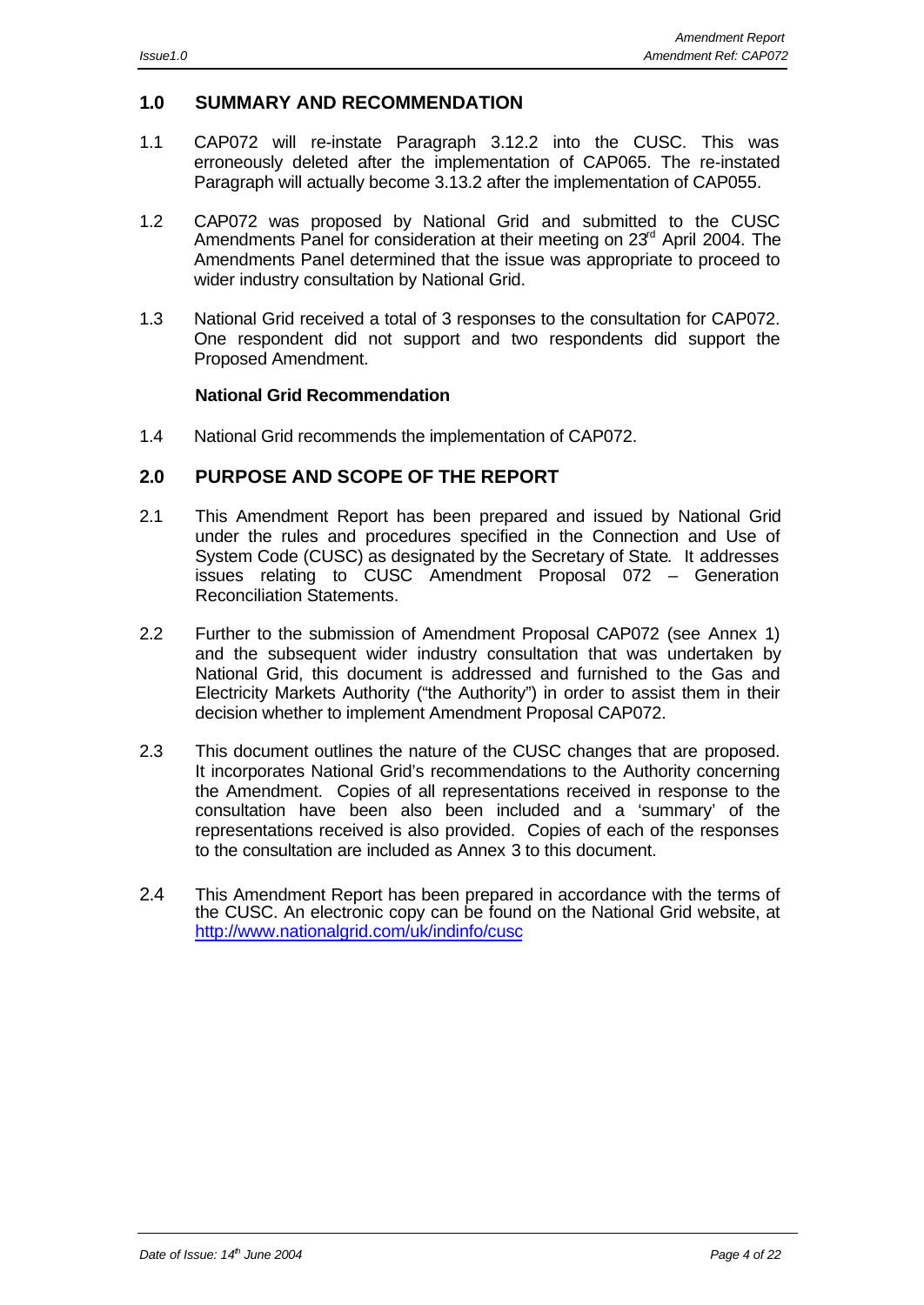## 1.0 SUMMARY AND RECOMMENDATION

1.1 CAP072 will re-instate Paragraph 3.12.2 into the CUSC. This was erroneously deleted after the implementation of CAP065. The re-instated Paragraph will actually become 3.13.2 after the implementation of CAP055.

1.2 CAP072 was proposed by National Grid and submitted to the CUSC Amendments Panel for consideration at their meeting on 23rd April 2004. The Amendments Panel determined that the issue was appropriate to proceed to wider industry consultation by National Grid.

1.3 National Grid received a total of 3 responses to the consultation for CAP072. One respondent did not support and two respondents did support the Proposed Amendment.

**National Grid Recommendation**

1.4 National Grid recommends the implementation of CAP072.

## 2.0 PURPOSE AND SCOPE OF THE REPORT

2.1 This Amendment Report has been prepared and issued by National Grid under the rules and procedures specified in the Connection and Use of System Code (CUSC) as designated by the Secretary of State. It addresses issues relating to CUSC Amendment Proposal 072 – Generation Reconciliation Statements.

2.2 Further to the submission of Amendment Proposal CAP072 (see Annex 1) and the subsequent wider industry consultation that was undertaken by National Grid, this document is addressed and furnished to the Gas and Electricity Markets Authority ("the Authority") in order to assist them in their decision whether to implement Amendment Proposal CAP072.

2.3 This document outlines the nature of the CUSC changes that are proposed. It incorporates National Grid's recommendations to the Authority concerning the Amendment. Copies of all representations received in response to the consultation have been also been included and a 'summary' of the representations received is also provided. Copies of each of the responses to the consultation are included as Annex 3 to this document.

2.4 This Amendment Report has been prepared in accordance with the terms of the CUSC. An electronic copy can be found on the National Grid website, at http://www.nationalgrid.com/uk/indinfo/cusc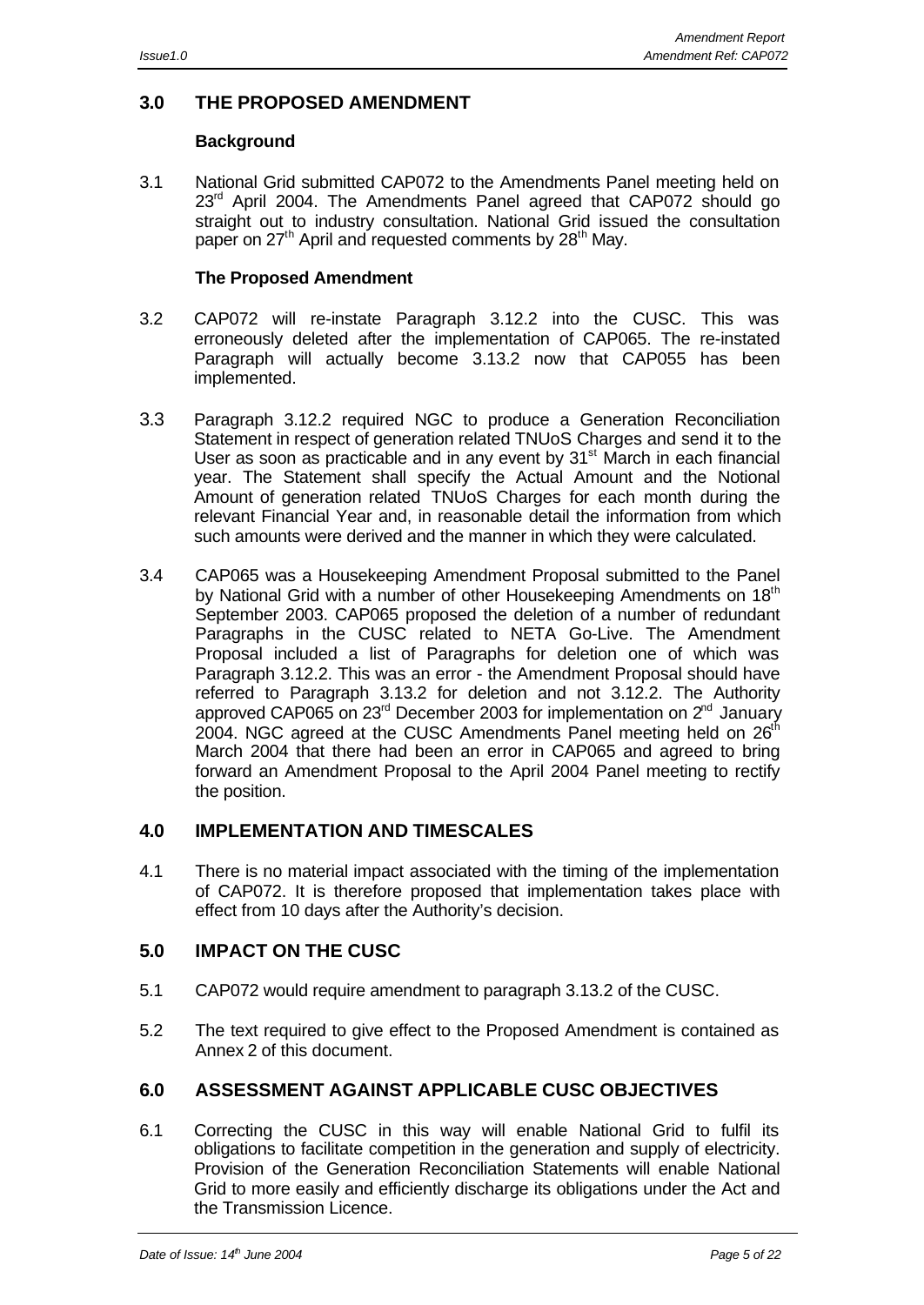## 3.0 THE PROPOSED AMENDMENT

### Background

3.1 National Grid submitted CAP072 to the Amendments Panel meeting held on 23rd April 2004. The Amendments Panel agreed that CAP072 should go straight out to industry consultation. National Grid issued the consultation paper on 27th April and requested comments by 28th May.

### The Proposed Amendment

3.2 CAP072 will re-instate Paragraph 3.12.2 into the CUSC. This was erroneously deleted after the implementation of CAP065. The re-instated Paragraph will actually become 3.13.2 now that CAP055 has been implemented.

3.3 Paragraph 3.12.2 required NGC to produce a Generation Reconciliation Statement in respect of generation related TNUoS Charges and send it to the User as soon as practicable and in any event by 31st March in each financial year. The Statement shall specify the Actual Amount and the Notional Amount of generation related TNUoS Charges for each month during the relevant Financial Year and, in reasonable detail the information from which such amounts were derived and the manner in which they were calculated.

3.4 CAP065 was a Housekeeping Amendment Proposal submitted to the Panel by National Grid with a number of other Housekeeping Amendments on 18th September 2003. CAP065 proposed the deletion of a number of redundant Paragraphs in the CUSC related to NETA Go-Live. The Amendment Proposal included a list of Paragraphs for deletion one of which was Paragraph 3.12.2. This was an error - the Amendment Proposal should have referred to Paragraph 3.13.2 for deletion and not 3.12.2. The Authority approved CAP065 on 23rd December 2003 for implementation on 2nd January 2004. NGC agreed at the CUSC Amendments Panel meeting held on 26th March 2004 that there had been an error in CAP065 and agreed to bring forward an Amendment Proposal to the April 2004 Panel meeting to rectify the position.

## 4.0 IMPLEMENTATION AND TIMESCALES

4.1 There is no material impact associated with the timing of the implementation of CAP072. It is therefore proposed that implementation takes place with effect from 10 days after the Authority's decision.

## 5.0 IMPACT ON THE CUSC

5.1 CAP072 would require amendment to paragraph 3.13.2 of the CUSC.

5.2 The text required to give effect to the Proposed Amendment is contained as Annex 2 of this document.

## 6.0 ASSESSMENT AGAINST APPLICABLE CUSC OBJECTIVES

6.1 Correcting the CUSC in this way will enable National Grid to fulfil its obligations to facilitate competition in the generation and supply of electricity. Provision of the Generation Reconciliation Statements will enable National Grid to more easily and efficiently discharge its obligations under the Act and the Transmission Licence.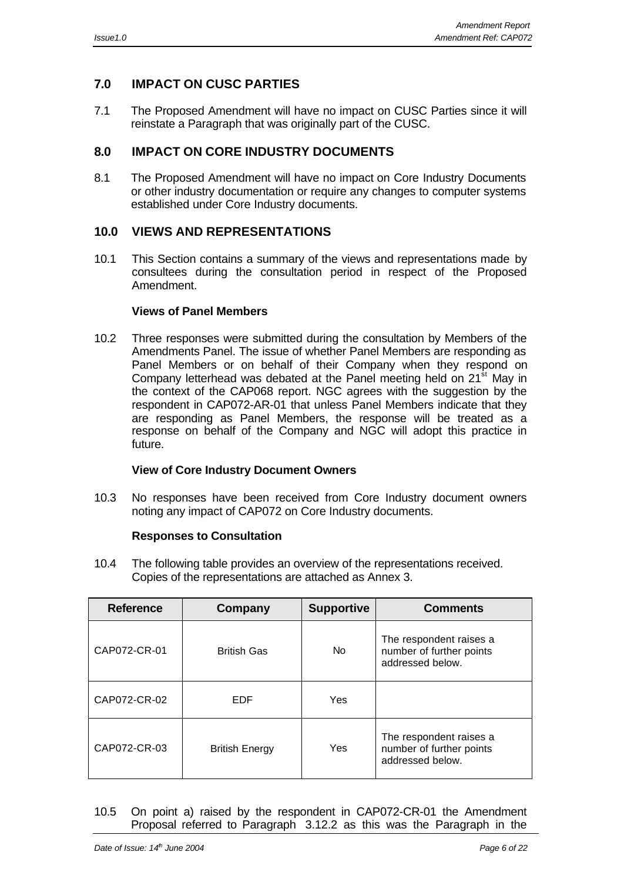## 7.0 IMPACT ON CUSC PARTIES

7.1 The Proposed Amendment will have no impact on CUSC Parties since it will reinstate a Paragraph that was originally part of the CUSC.

## 8.0 IMPACT ON CORE INDUSTRY DOCUMENTS

8.1 The Proposed Amendment will have no impact on Core Industry Documents or other industry documentation or require any changes to computer systems established under Core Industry documents.

## 10.0 VIEWS AND REPRESENTATIONS

10.1 This Section contains a summary of the views and representations made by consultees during the consultation period in respect of the Proposed Amendment.

**Views of Panel Members**

10.2 Three responses were submitted during the consultation by Members of the Amendments Panel. The issue of whether Panel Members are responding as Panel Members or on behalf of their Company when they respond on Company letterhead was debated at the Panel meeting held on 21st May in the context of the CAP068 report. NGC agrees with the suggestion by the respondent in CAP072-AR-01 that unless Panel Members indicate that they are responding as Panel Members, the response will be treated as a response on behalf of the Company and NGC will adopt this practice in future.

**View of Core Industry Document Owners**

10.3 No responses have been received from Core Industry document owners noting any impact of CAP072 on Core Industry documents.

**Responses to Consultation**

10.4 The following table provides an overview of the representations received. Copies of the representations are attached as Annex 3.

| Reference | Company | Supportive | Comments |
|---|---|---|---|
| CAP072-CR-01 | British Gas | No | The respondent raises a number of further points addressed below. |
| CAP072-CR-02 | EDF | Yes | |
| CAP072-CR-03 | British Energy | Yes | The respondent raises a number of further points addressed below. |

10.5 On point a) raised by the respondent in CAP072-CR-01 the Amendment Proposal referred to Paragraph 3.12.2 as this was the Paragraph in the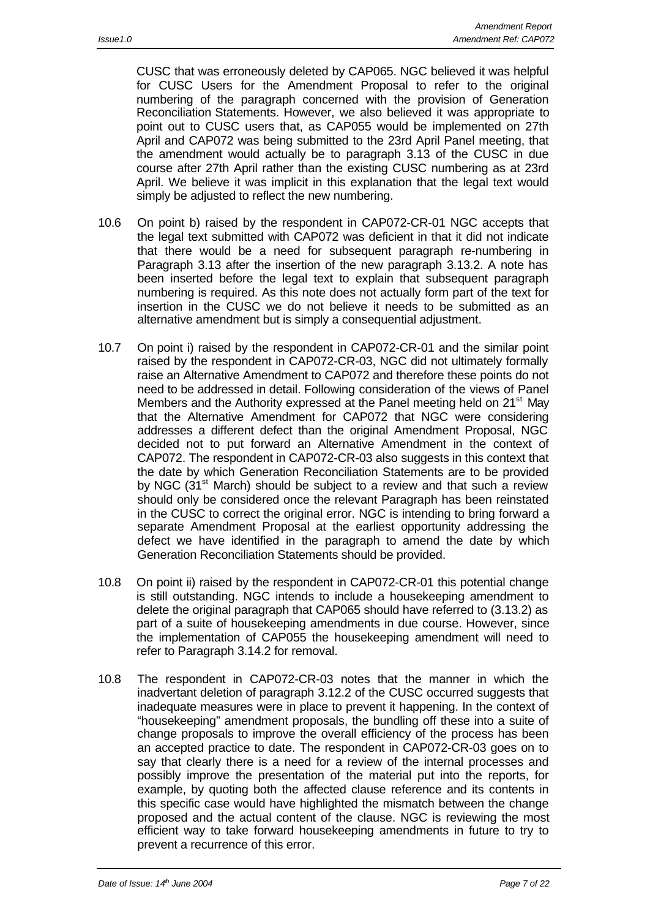CUSC that was erroneously deleted by CAP065. NGC believed it was helpful for CUSC Users for the Amendment Proposal to refer to the original numbering of the paragraph concerned with the provision of Generation Reconciliation Statements. However, we also believed it was appropriate to point out to CUSC users that, as CAP055 would be implemented on 27th April and CAP072 was being submitted to the 23rd April Panel meeting, that the amendment would actually be to paragraph 3.13 of the CUSC in due course after 27th April rather than the existing CUSC numbering as at 23rd April. We believe it was implicit in this explanation that the legal text would simply be adjusted to reflect the new numbering.

10.6 On point b) raised by the respondent in CAP072-CR-01 NGC accepts that the legal text submitted with CAP072 was deficient in that it did not indicate that there would be a need for subsequent paragraph re-numbering in Paragraph 3.13 after the insertion of the new paragraph 3.13.2. A note has been inserted before the legal text to explain that subsequent paragraph numbering is required. As this note does not actually form part of the text for insertion in the CUSC we do not believe it needs to be submitted as an alternative amendment but is simply a consequential adjustment.

10.7 On point i) raised by the respondent in CAP072-CR-01 and the similar point raised by the respondent in CAP072-CR-03, NGC did not ultimately formally raise an Alternative Amendment to CAP072 and therefore these points do not need to be addressed in detail. Following consideration of the views of Panel Members and the Authority expressed at the Panel meeting held on 21st May that the Alternative Amendment for CAP072 that NGC were considering addresses a different defect than the original Amendment Proposal, NGC decided not to put forward an Alternative Amendment in the context of CAP072. The respondent in CAP072-CR-03 also suggests in this context that the date by which Generation Reconciliation Statements are to be provided by NGC (31st March) should be subject to a review and that such a review should only be considered once the relevant Paragraph has been reinstated in the CUSC to correct the original error. NGC is intending to bring forward a separate Amendment Proposal at the earliest opportunity addressing the defect we have identified in the paragraph to amend the date by which Generation Reconciliation Statements should be provided.

10.8 On point ii) raised by the respondent in CAP072-CR-01 this potential change is still outstanding. NGC intends to include a housekeeping amendment to delete the original paragraph that CAP065 should have referred to (3.13.2) as part of a suite of housekeeping amendments in due course. However, since the implementation of CAP055 the housekeeping amendment will need to refer to Paragraph 3.14.2 for removal.

10.8 The respondent in CAP072-CR-03 notes that the manner in which the inadvertant deletion of paragraph 3.12.2 of the CUSC occurred suggests that inadequate measures were in place to prevent it happening. In the context of "housekeeping" amendment proposals, the bundling off these into a suite of change proposals to improve the overall efficiency of the process has been an accepted practice to date. The respondent in CAP072-CR-03 goes on to say that clearly there is a need for a review of the internal processes and possibly improve the presentation of the material put into the reports, for example, by quoting both the affected clause reference and its contents in this specific case would have highlighted the mismatch between the change proposed and the actual content of the clause. NGC is reviewing the most efficient way to take forward housekeeping amendments in future to try to prevent a recurrence of this error.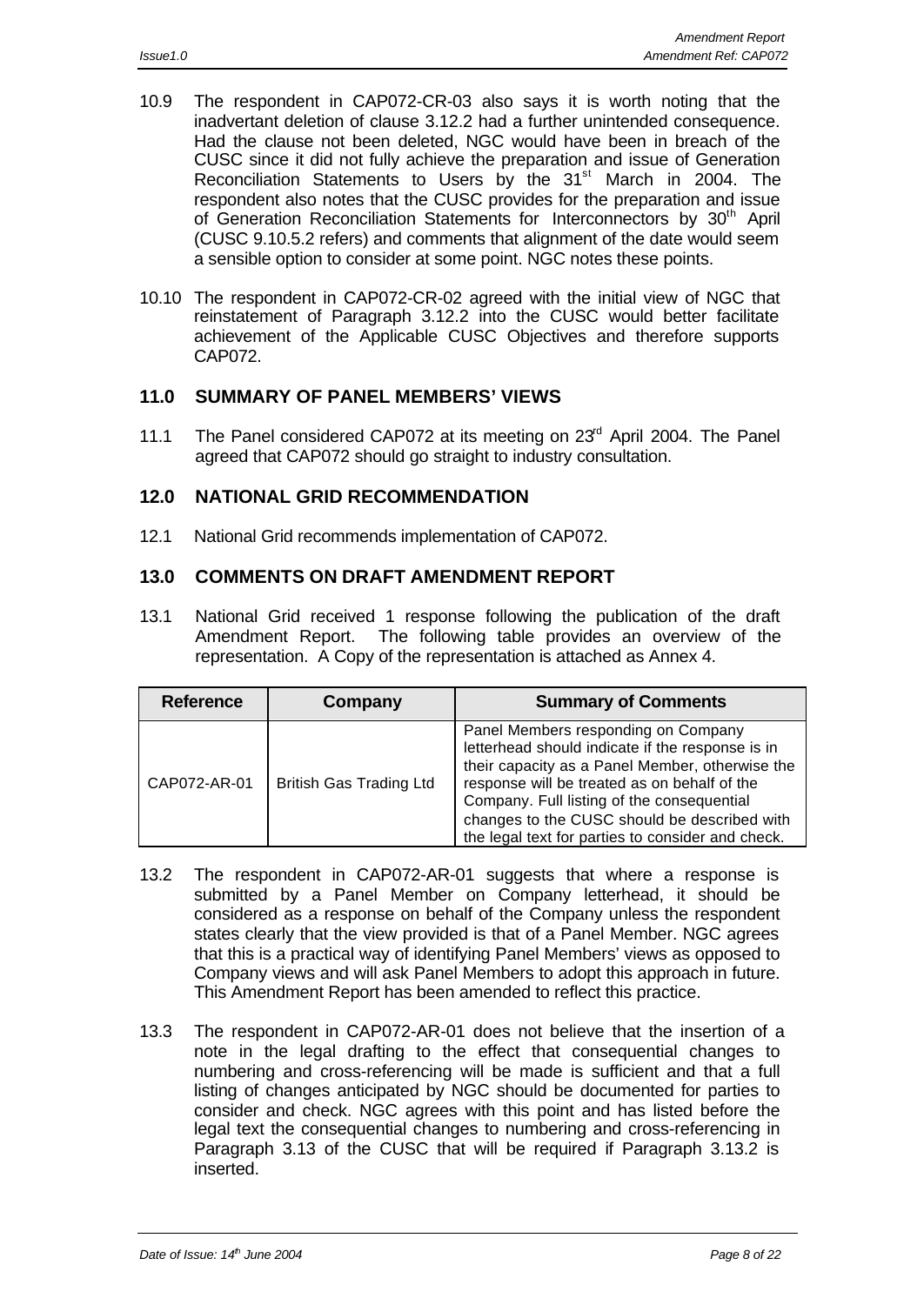10.9 The respondent in CAP072-CR-03 also says it is worth noting that the inadvertant deletion of clause 3.12.2 had a further unintended consequence. Had the clause not been deleted, NGC would have been in breach of the CUSC since it did not fully achieve the preparation and issue of Generation Reconciliation Statements to Users by the 31st March in 2004. The respondent also notes that the CUSC provides for the preparation and issue of Generation Reconciliation Statements for Interconnectors by 30th April (CUSC 9.10.5.2 refers) and comments that alignment of the date would seem a sensible option to consider at some point. NGC notes these points.

10.10 The respondent in CAP072-CR-02 agreed with the initial view of NGC that reinstatement of Paragraph 3.12.2 into the CUSC would better facilitate achievement of the Applicable CUSC Objectives and therefore supports CAP072.

## 11.0 SUMMARY OF PANEL MEMBERS' VIEWS

11.1 The Panel considered CAP072 at its meeting on 23rd April 2004. The Panel agreed that CAP072 should go straight to industry consultation.

## 12.0 NATIONAL GRID RECOMMENDATION

12.1 National Grid recommends implementation of CAP072.

## 13.0 COMMENTS ON DRAFT AMENDMENT REPORT

13.1 National Grid received 1 response following the publication of the draft Amendment Report. The following table provides an overview of the representation. A Copy of the representation is attached as Annex 4.

| Reference | Company | Summary of Comments |
|---|---|---|
| CAP072-AR-01 | British Gas Trading Ltd | Panel Members responding on Company letterhead should indicate if the response is in their capacity as a Panel Member, otherwise the response will be treated as on behalf of the Company. Full listing of the consequential changes to the CUSC should be described with the legal text for parties to consider and check. |

13.2 The respondent in CAP072-AR-01 suggests that where a response is submitted by a Panel Member on Company letterhead, it should be considered as a response on behalf of the Company unless the respondent states clearly that the view provided is that of a Panel Member. NGC agrees that this is a practical way of identifying Panel Members' views as opposed to Company views and will ask Panel Members to adopt this approach in future. This Amendment Report has been amended to reflect this practice.

13.3 The respondent in CAP072-AR-01 does not believe that the insertion of a note in the legal drafting to the effect that consequential changes to numbering and cross-referencing will be made is sufficient and that a full listing of changes anticipated by NGC should be documented for parties to consider and check. NGC agrees with this point and has listed before the legal text the consequential changes to numbering and cross-referencing in Paragraph 3.13 of the CUSC that will be required if Paragraph 3.13.2 is inserted.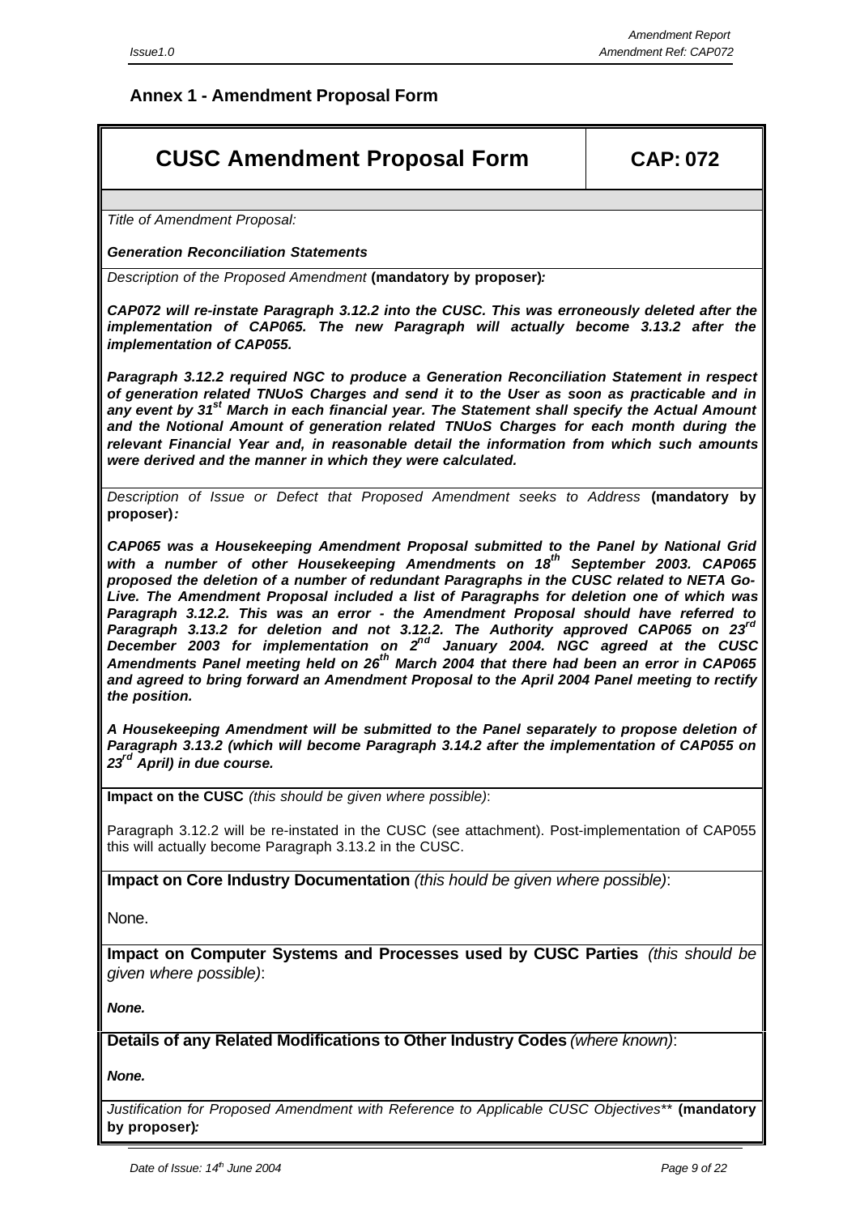## Annex 1 - Amendment Proposal Form

| CUSC Amendment Proposal Form | CAP: 072 |
|---|---|

*Title of Amendment Proposal:*

***Generation Reconciliation Statements***

*Description of the Proposed Amendment* **(mandatory by proposer)*:***

***CAP072 will re-instate Paragraph 3.12.2 into the CUSC. This was erroneously deleted after the implementation of CAP065. The new Paragraph will actually become 3.13.2 after the implementation of CAP055.***

***Paragraph 3.12.2 required NGC to produce a Generation Reconciliation Statement in respect of generation related TNUoS Charges and send it to the User as soon as practicable and in any event by 31st March in each financial year. The Statement shall specify the Actual Amount and the Notional Amount of generation related TNUoS Charges for each month during the relevant Financial Year and, in reasonable detail the information from which such amounts were derived and the manner in which they were calculated.***

*Description of Issue or Defect that Proposed Amendment seeks to Address* **(mandatory by proposer)*:***

***CAP065 was a Housekeeping Amendment Proposal submitted to the Panel by National Grid with a number of other Housekeeping Amendments on 18th September 2003. CAP065 proposed the deletion of a number of redundant Paragraphs in the CUSC related to NETA Go-Live. The Amendment Proposal included a list of Paragraphs for deletion one of which was Paragraph 3.12.2. This was an error - the Amendment Proposal should have referred to Paragraph 3.13.2 for deletion and not 3.12.2. The Authority approved CAP065 on 23rd December 2003 for implementation on 2nd January 2004. NGC agreed at the CUSC Amendments Panel meeting held on 26th March 2004 that there had been an error in CAP065 and agreed to bring forward an Amendment Proposal to the April 2004 Panel meeting to rectify the position.***

***A Housekeeping Amendment will be submitted to the Panel separately to propose deletion of Paragraph 3.13.2 (which will become Paragraph 3.14.2 after the implementation of CAP055 on 23rd April) in due course.***

**Impact on the CUSC** *(this should be given where possible)*:

Paragraph 3.12.2 will be re-instated in the CUSC (see attachment). Post-implementation of CAP055 this will actually become Paragraph 3.13.2 in the CUSC.

**Impact on Core Industry Documentation** *(this hould be given where possible)*:

None.

**Impact on Computer Systems and Processes used by CUSC Parties** *(this should be given where possible)*:

***None.***

**Details of any Related Modifications to Other Industry Codes** *(where known)*:

***None.***

*Justification for Proposed Amendment with Reference to Applicable CUSC Objectives*** **(mandatory by proposer)*:***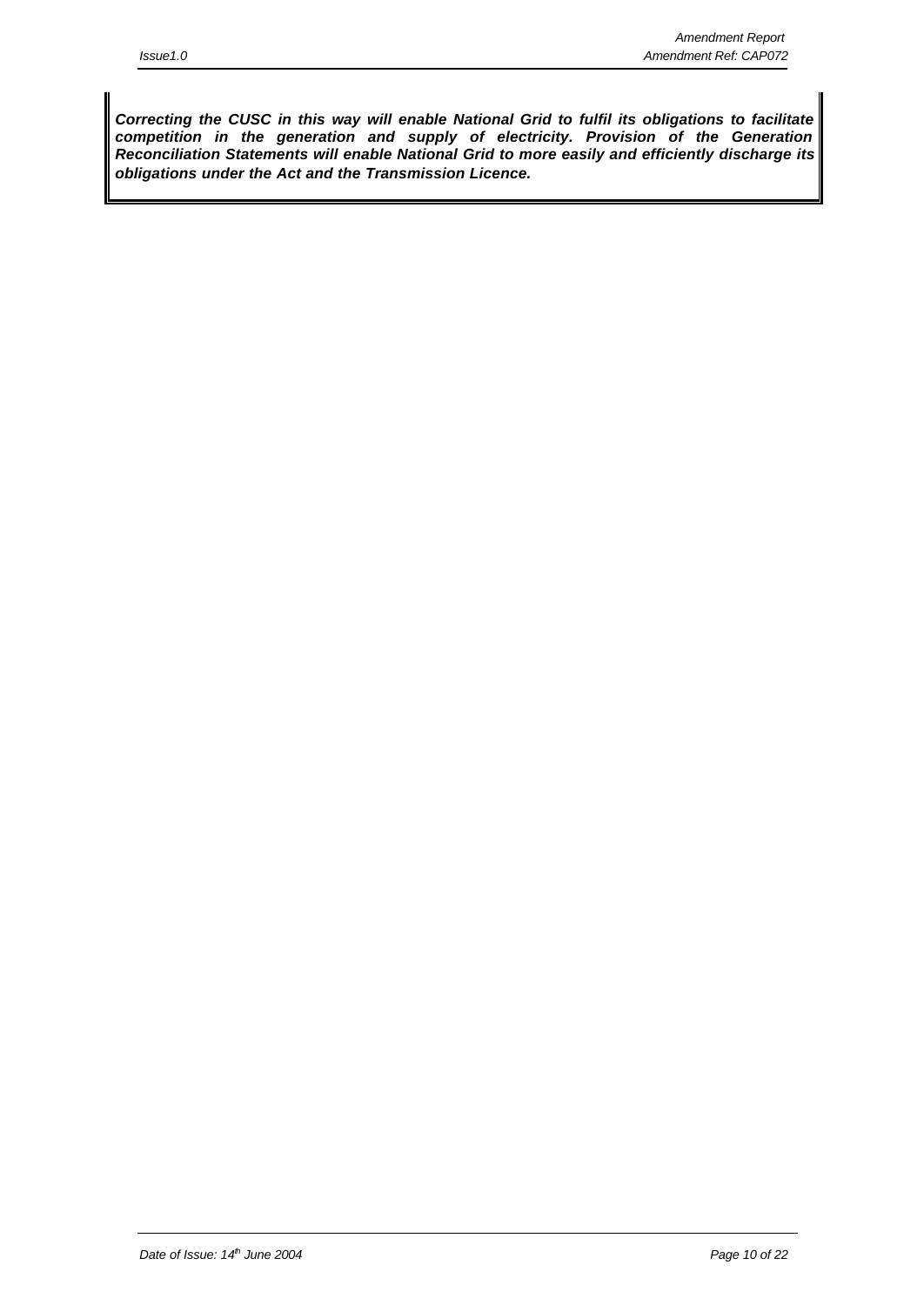***Correcting the CUSC in this way will enable National Grid to fulfil its obligations to facilitate competition in the generation and supply of electricity. Provision of the Generation Reconciliation Statements will enable National Grid to more easily and efficiently discharge its obligations under the Act and the Transmission Licence.***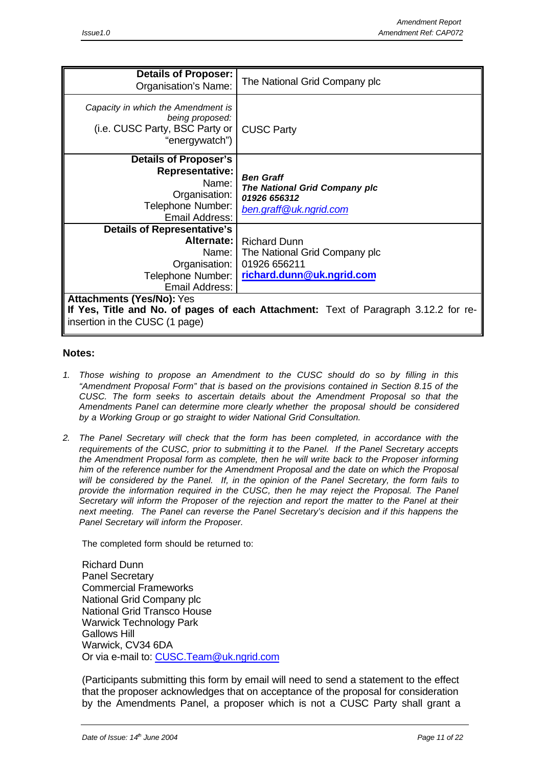| **Details of Proposer:** Organisation's Name: | The National Grid Company plc |
|---|---|
| *Capacity in which the Amendment is being proposed:* (i.e. CUSC Party, BSC Party or "energywatch") | CUSC Party |
| **Details of Proposer's Representative:** Name: Organisation: Telephone Number: Email Address: | ***Ben Graff*** ***The National Grid Company plc*** ***01926 656312*** *ben.graff@uk.ngrid.com* |
| **Details of Representative's Alternate:** Name: Organisation: Telephone Number: Email Address: | Richard Dunn The National Grid Company plc 01926 656211 **richard.dunn@uk.ngrid.com** |
| **Attachments (Yes/No):** Yes **If Yes, Title and No. of pages of each Attachment:** Text of Paragraph 3.12.2 for re-insertion in the CUSC (1 page) | |

**Notes:**

1. *Those wishing to propose an Amendment to the CUSC should do so by filling in this "Amendment Proposal Form" that is based on the provisions contained in Section 8.15 of the CUSC. The form seeks to ascertain details about the Amendment Proposal so that the Amendments Panel can determine more clearly whether the proposal should be considered by a Working Group or go straight to wider National Grid Consultation.*

2. *The Panel Secretary will check that the form has been completed, in accordance with the requirements of the CUSC, prior to submitting it to the Panel. If the Panel Secretary accepts the Amendment Proposal form as complete, then he will write back to the Proposer informing him of the reference number for the Amendment Proposal and the date on which the Proposal will be considered by the Panel. If, in the opinion of the Panel Secretary, the form fails to provide the information required in the CUSC, then he may reject the Proposal. The Panel Secretary will inform the Proposer of the rejection and report the matter to the Panel at their next meeting. The Panel can reverse the Panel Secretary's decision and if this happens the Panel Secretary will inform the Proposer.*

The completed form should be returned to:

Richard Dunn
Panel Secretary
Commercial Frameworks
National Grid Company plc
National Grid Transco House
Warwick Technology Park
Gallows Hill
Warwick, CV34 6DA
Or via e-mail to: CUSC.Team@uk.ngrid.com

(Participants submitting this form by email will need to send a statement to the effect that the proposer acknowledges that on acceptance of the proposal for consideration by the Amendments Panel, a proposer which is not a CUSC Party shall grant a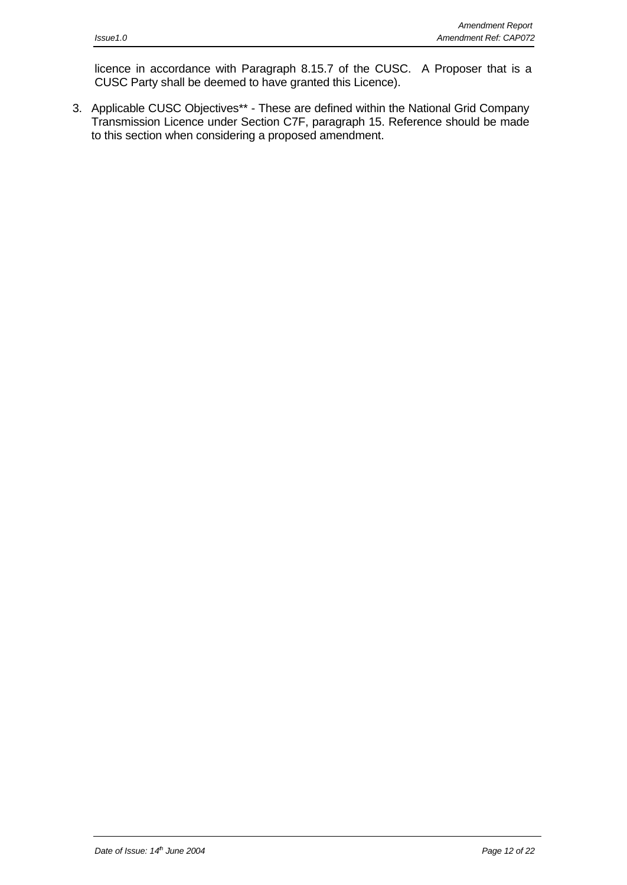licence in accordance with Paragraph 8.15.7 of the CUSC. A Proposer that is a CUSC Party shall be deemed to have granted this Licence).

3. Applicable CUSC Objectives** - These are defined within the National Grid Company Transmission Licence under Section C7F, paragraph 15. Reference should be made to this section when considering a proposed amendment.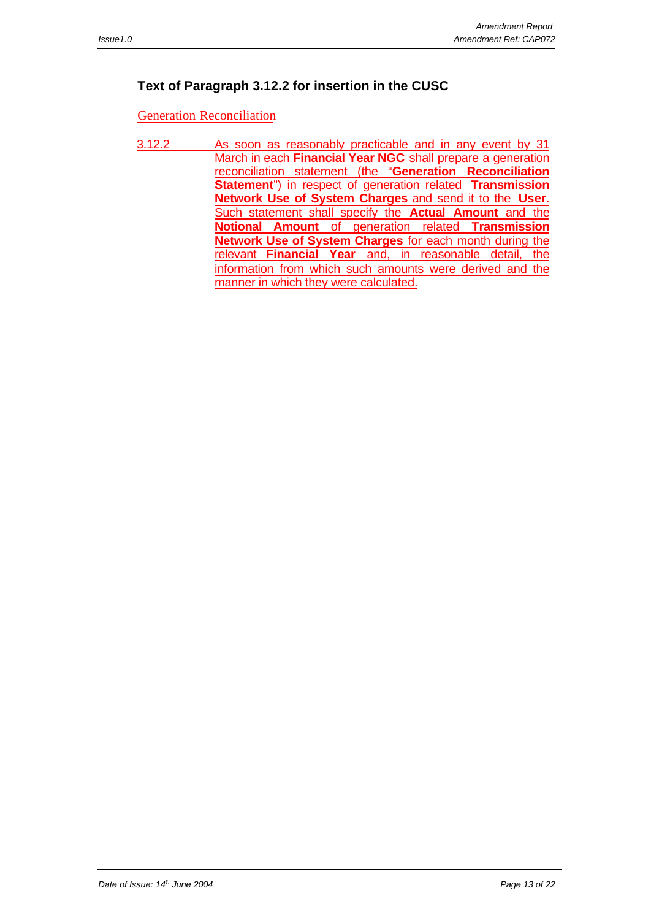### Text of Paragraph 3.12.2 for insertion in the CUSC

Generation Reconciliation

3.12.2 As soon as reasonably practicable and in any event by 31 March in each **Financial Year NGC** shall prepare a generation reconciliation statement (the "**Generation Reconciliation Statement**") in respect of generation related **Transmission Network Use of System Charges** and send it to the **User**. Such statement shall specify the **Actual Amount** and the **Notional Amount** of generation related **Transmission Network Use of System Charges** for each month during the relevant **Financial Year** and, in reasonable detail, the information from which such amounts were derived and the manner in which they were calculated.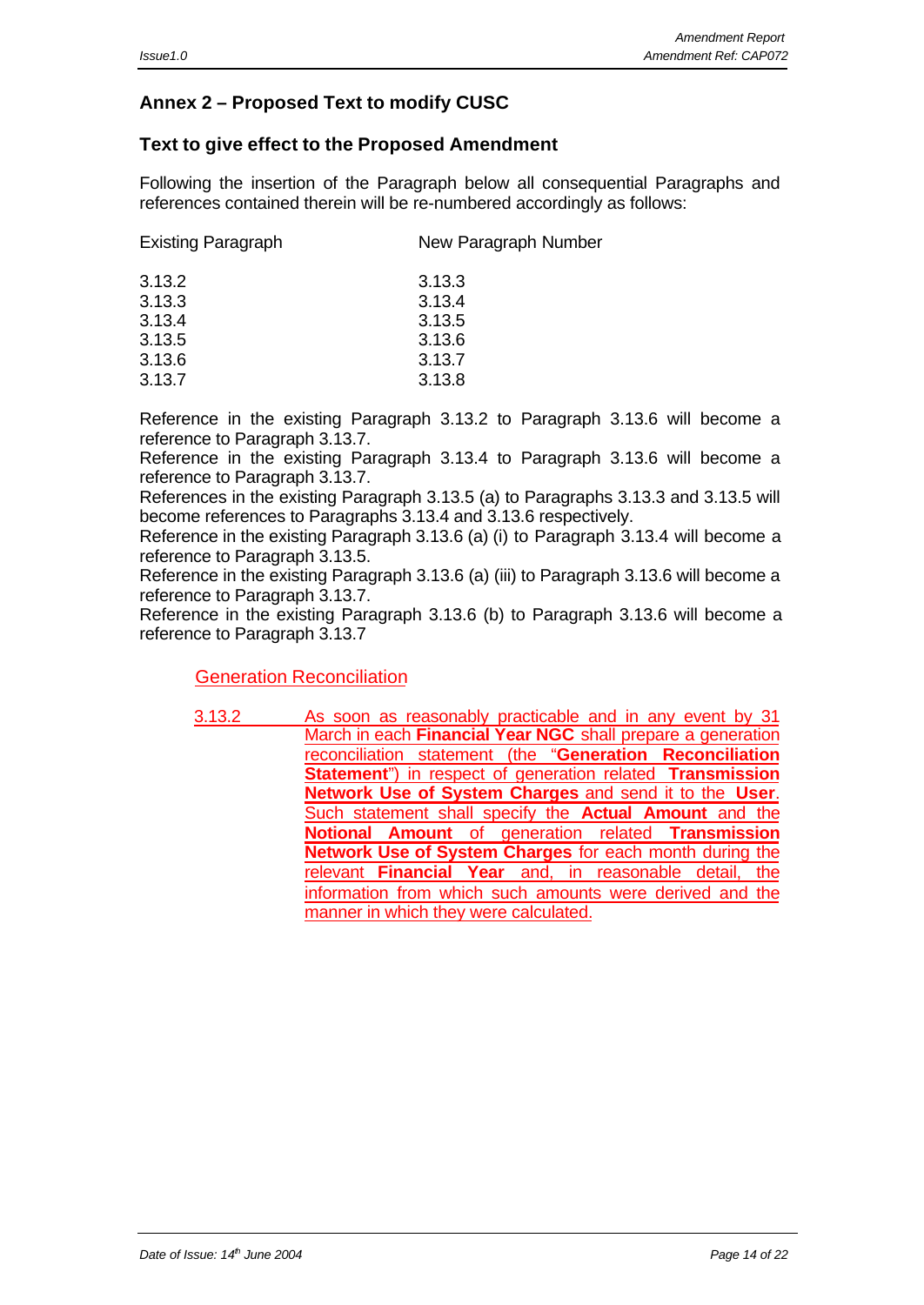## Annex 2 – Proposed Text to modify CUSC

### Text to give effect to the Proposed Amendment

Following the insertion of the Paragraph below all consequential Paragraphs and references contained therein will be re-numbered accordingly as follows:

| Existing Paragraph | New Paragraph Number |
|---|---|
| 3.13.2 | 3.13.3 |
| 3.13.3 | 3.13.4 |
| 3.13.4 | 3.13.5 |
| 3.13.5 | 3.13.6 |
| 3.13.6 | 3.13.7 |
| 3.13.7 | 3.13.8 |

Reference in the existing Paragraph 3.13.2 to Paragraph 3.13.6 will become a reference to Paragraph 3.13.7.
Reference in the existing Paragraph 3.13.4 to Paragraph 3.13.6 will become a reference to Paragraph 3.13.7.
References in the existing Paragraph 3.13.5 (a) to Paragraphs 3.13.3 and 3.13.5 will become references to Paragraphs 3.13.4 and 3.13.6 respectively.
Reference in the existing Paragraph 3.13.6 (a) (i) to Paragraph 3.13.4 will become a reference to Paragraph 3.13.5.
Reference in the existing Paragraph 3.13.6 (a) (iii) to Paragraph 3.13.6 will become a reference to Paragraph 3.13.7.
Reference in the existing Paragraph 3.13.6 (b) to Paragraph 3.13.6 will become a reference to Paragraph 3.13.7

Generation Reconciliation

3.13.2 As soon as reasonably practicable and in any event by 31 March in each **Financial Year NGC** shall prepare a generation reconciliation statement (the "**Generation Reconciliation Statement**") in respect of generation related **Transmission Network Use of System Charges** and send it to the **User**. Such statement shall specify the **Actual Amount** and the **Notional Amount** of generation related **Transmission Network Use of System Charges** for each month during the relevant **Financial Year** and, in reasonable detail, the information from which such amounts were derived and the manner in which they were calculated.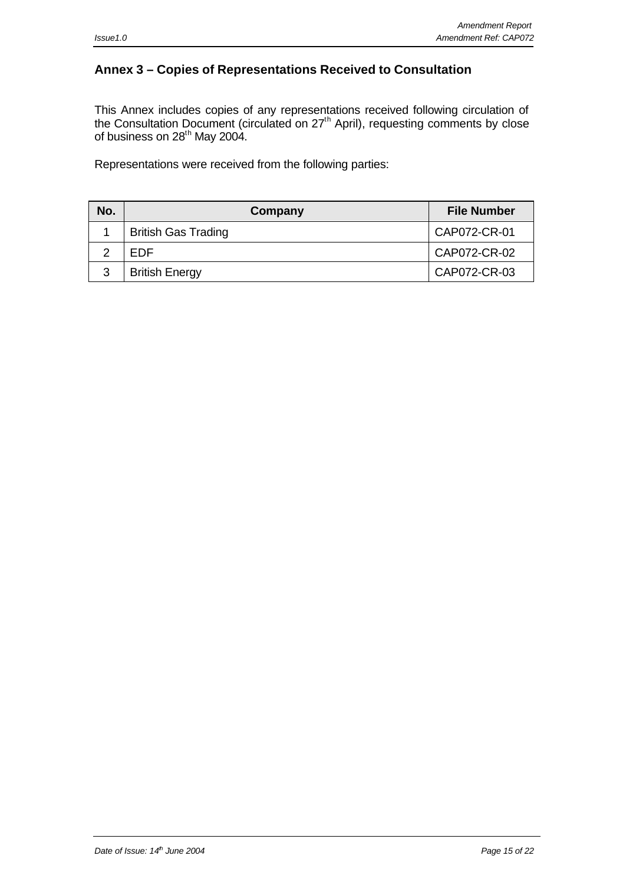## Annex 3 – Copies of Representations Received to Consultation

This Annex includes copies of any representations received following circulation of the Consultation Document (circulated on 27th April), requesting comments by close of business on 28th May 2004.

Representations were received from the following parties:

| No. | Company | File Number |
|---|---|---|
| 1 | British Gas Trading | CAP072-CR-01 |
| 2 | EDF | CAP072-CR-02 |
| 3 | British Energy | CAP072-CR-03 |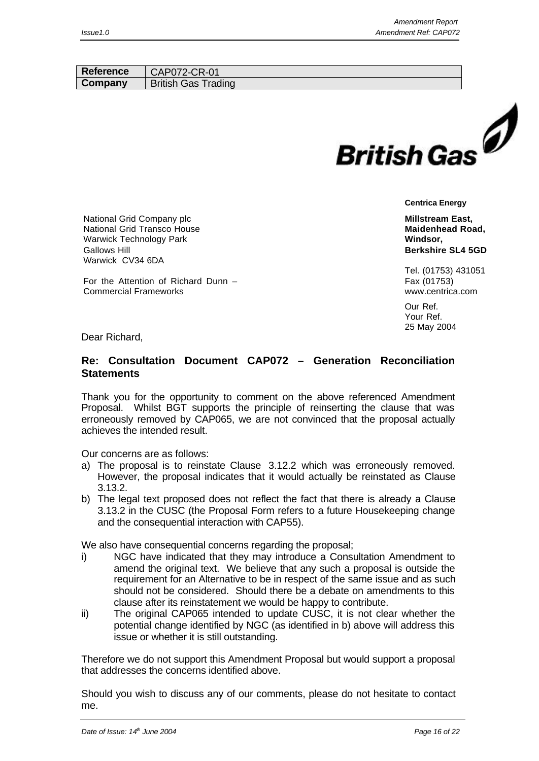| Reference | CAP072-CR-01 |
| --- | --- |
| Company | British Gas Trading |

British Gas

**Centrica Energy**

National Grid Company plc
National Grid Transco House
Warwick Technology Park
Gallows Hill
Warwick CV34 6DA

For the Attention of Richard Dunn – Commercial Frameworks

**Millstream East,**
**Maidenhead Road,**
**Windsor,**
**Berkshire SL4 5GD**

Tel. (01753) 431051
Fax (01753)
www.centrica.com

Our Ref.
Your Ref.
25 May 2004

Dear Richard,

**Re: Consultation Document CAP072 – Generation Reconciliation Statements**

Thank you for the opportunity to comment on the above referenced Amendment Proposal. Whilst BGT supports the principle of reinserting the clause that was erroneously removed by CAP065, we are not convinced that the proposal actually achieves the intended result.

Our concerns are as follows:

a) The proposal is to reinstate Clause 3.12.2 which was erroneously removed. However, the proposal indicates that it would actually be reinstated as Clause 3.13.2.
b) The legal text proposed does not reflect the fact that there is already a Clause 3.13.2 in the CUSC (the Proposal Form refers to a future Housekeeping change and the consequential interaction with CAP55).

We also have consequential concerns regarding the proposal;

i) NGC have indicated that they may introduce a Consultation Amendment to amend the original text. We believe that any such a proposal is outside the requirement for an Alternative to be in respect of the same issue and as such should not be considered. Should there be a debate on amendments to this clause after its reinstatement we would be happy to contribute.
ii) The original CAP065 intended to update CUSC, it is not clear whether the potential change identified by NGC (as identified in b) above will address this issue or whether it is still outstanding.

Therefore we do not support this Amendment Proposal but would support a proposal that addresses the concerns identified above.

Should you wish to discuss any of our comments, please do not hesitate to contact me.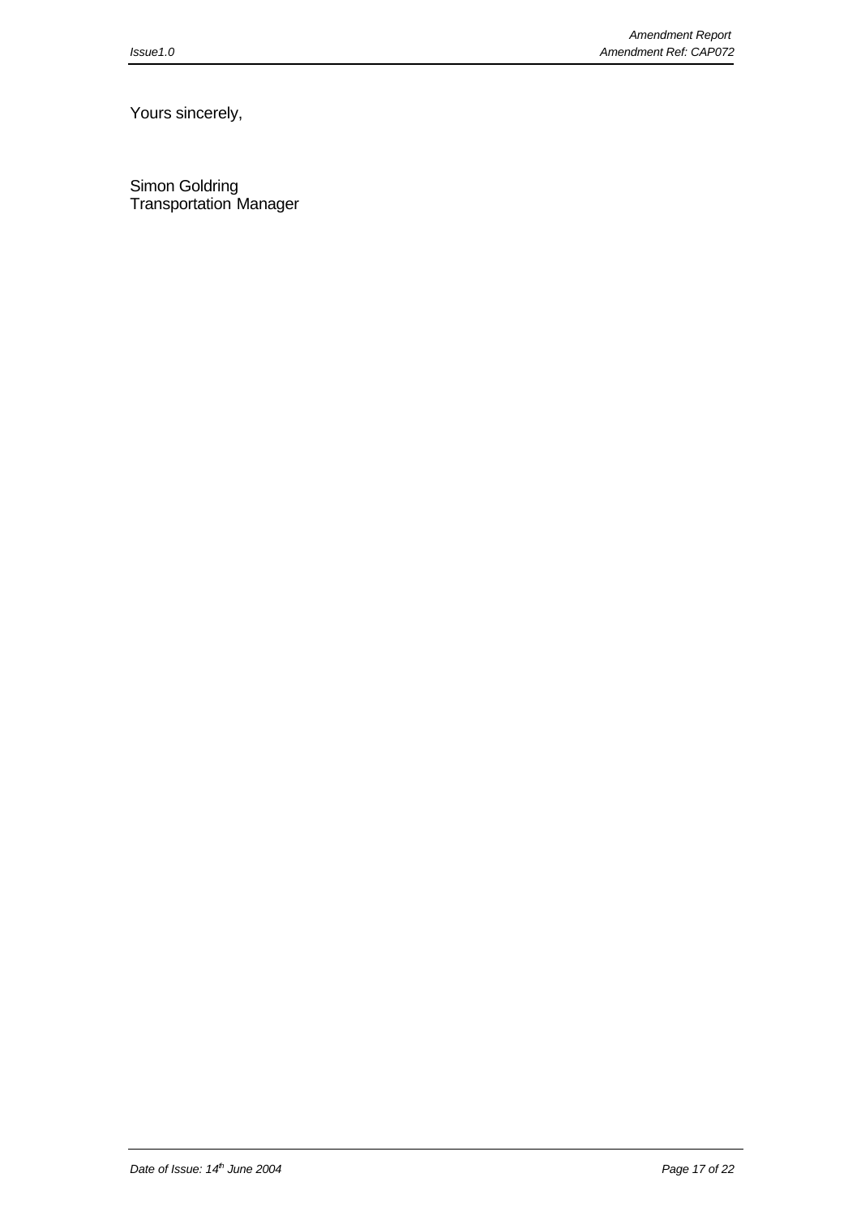Yours sincerely,

Simon Goldring
Transportation Manager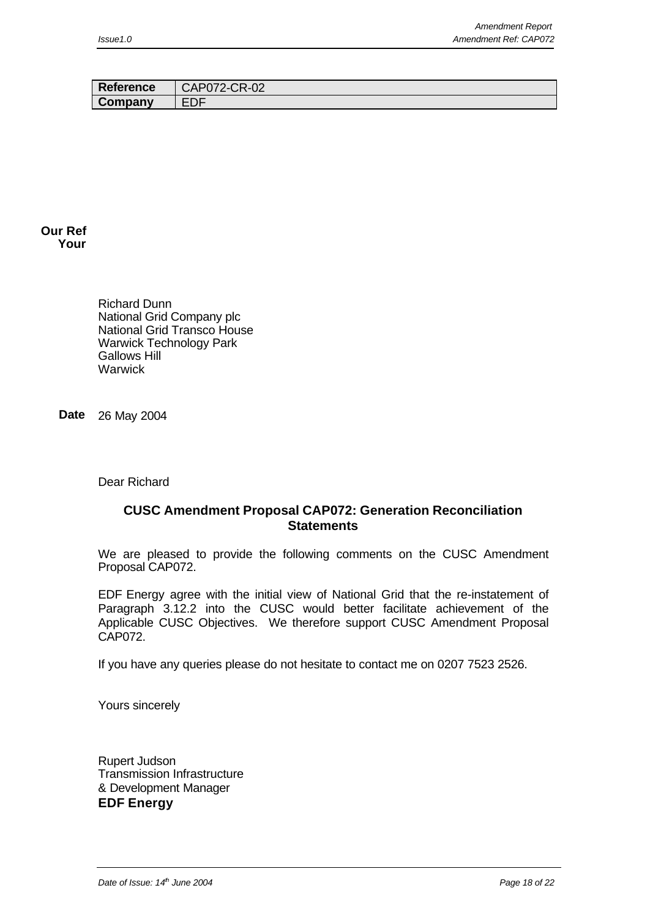| Reference | CAP072-CR-02 |
| --- | --- |
| Company | EDF |

**Our Ref**
**Your**

Richard Dunn
National Grid Company plc
National Grid Transco House
Warwick Technology Park
Gallows Hill
Warwick

**Date** 26 May 2004

Dear Richard

**CUSC Amendment Proposal CAP072: Generation Reconciliation Statements**

We are pleased to provide the following comments on the CUSC Amendment Proposal CAP072.

EDF Energy agree with the initial view of National Grid that the re-instatement of Paragraph 3.12.2 into the CUSC would better facilitate achievement of the Applicable CUSC Objectives. We therefore support CUSC Amendment Proposal CAP072.

If you have any queries please do not hesitate to contact me on 0207 7523 2526.

Yours sincerely

Rupert Judson
Transmission Infrastructure
& Development Manager
**EDF Energy**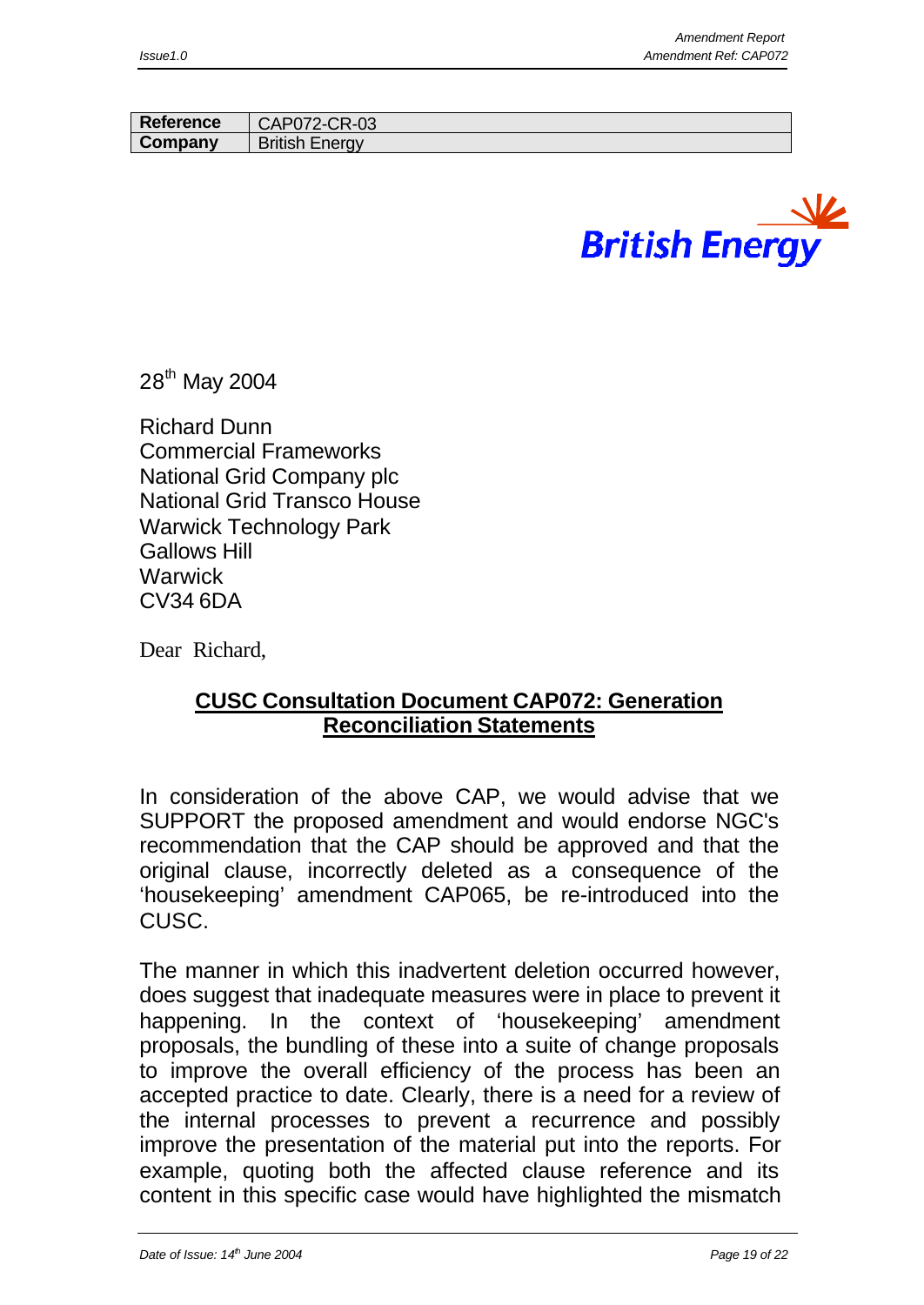| Reference | CAP072-CR-03 |
| --- | --- |
| Company | British Energy |

British Energy

28th May 2004

Richard Dunn
Commercial Frameworks
National Grid Company plc
National Grid Transco House
Warwick Technology Park
Gallows Hill
Warwick
CV34 6DA

Dear Richard,

**CUSC Consultation Document CAP072: Generation Reconciliation Statements**

In consideration of the above CAP, we would advise that we SUPPORT the proposed amendment and would endorse NGC's recommendation that the CAP should be approved and that the original clause, incorrectly deleted as a consequence of the 'housekeeping' amendment CAP065, be re-introduced into the CUSC.

The manner in which this inadvertent deletion occurred however, does suggest that inadequate measures were in place to prevent it happening. In the context of 'housekeeping' amendment proposals, the bundling of these into a suite of change proposals to improve the overall efficiency of the process has been an accepted practice to date. Clearly, there is a need for a review of the internal processes to prevent a recurrence and possibly improve the presentation of the material put into the reports. For example, quoting both the affected clause reference and its content in this specific case would have highlighted the mismatch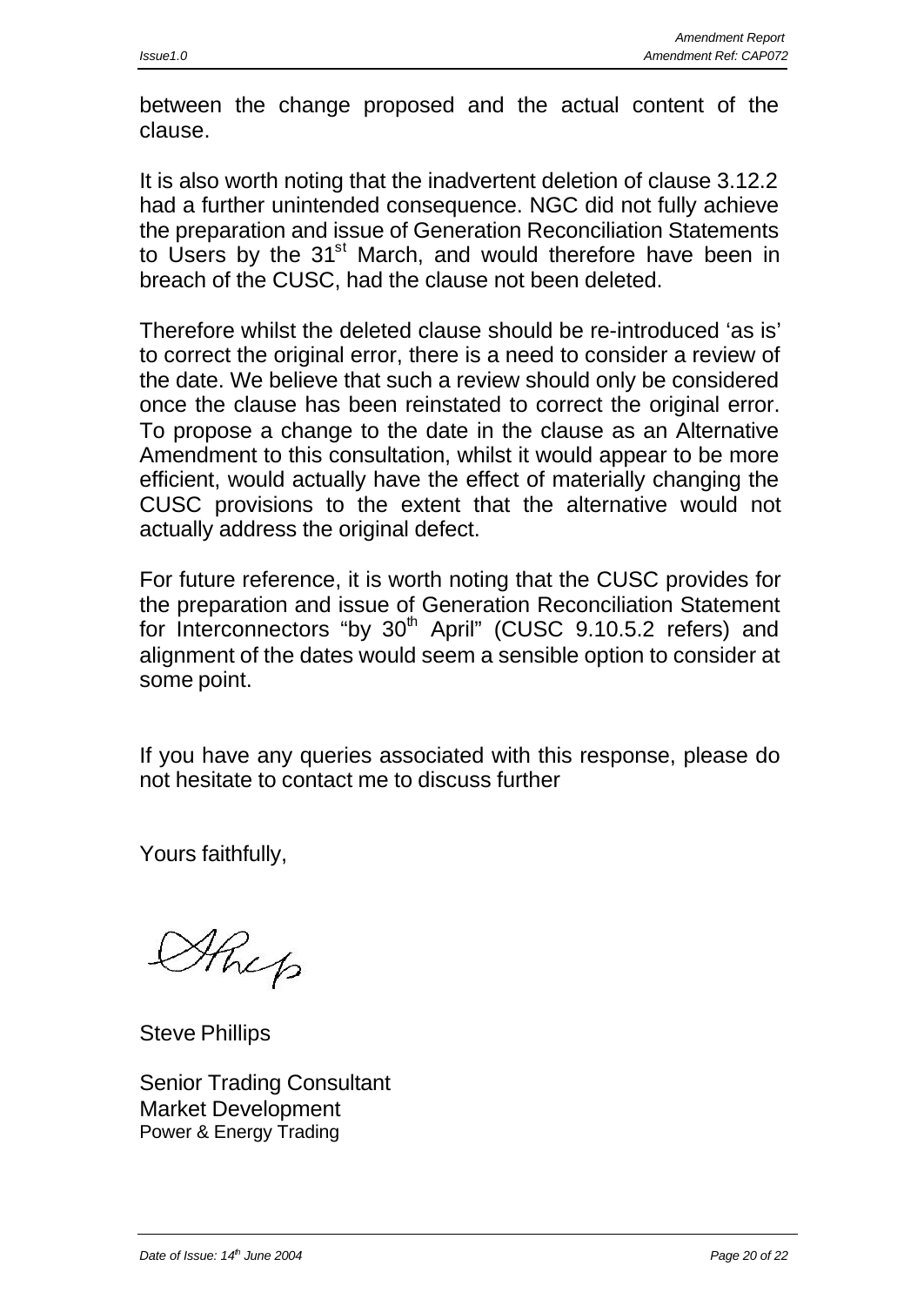between the change proposed and the actual content of the clause.

It is also worth noting that the inadvertent deletion of clause 3.12.2 had a further unintended consequence. NGC did not fully achieve the preparation and issue of Generation Reconciliation Statements to Users by the 31st March, and would therefore have been in breach of the CUSC, had the clause not been deleted.

Therefore whilst the deleted clause should be re-introduced 'as is' to correct the original error, there is a need to consider a review of the date. We believe that such a review should only be considered once the clause has been reinstated to correct the original error. To propose a change to the date in the clause as an Alternative Amendment to this consultation, whilst it would appear to be more efficient, would actually have the effect of materially changing the CUSC provisions to the extent that the alternative would not actually address the original defect.

For future reference, it is worth noting that the CUSC provides for the preparation and issue of Generation Reconciliation Statement for Interconnectors "by 30th April" (CUSC 9.10.5.2 refers) and alignment of the dates would seem a sensible option to consider at some point.

If you have any queries associated with this response, please do not hesitate to contact me to discuss further

Yours faithfully,

Steve Phillips

Senior Trading Consultant
Market Development
Power & Energy Trading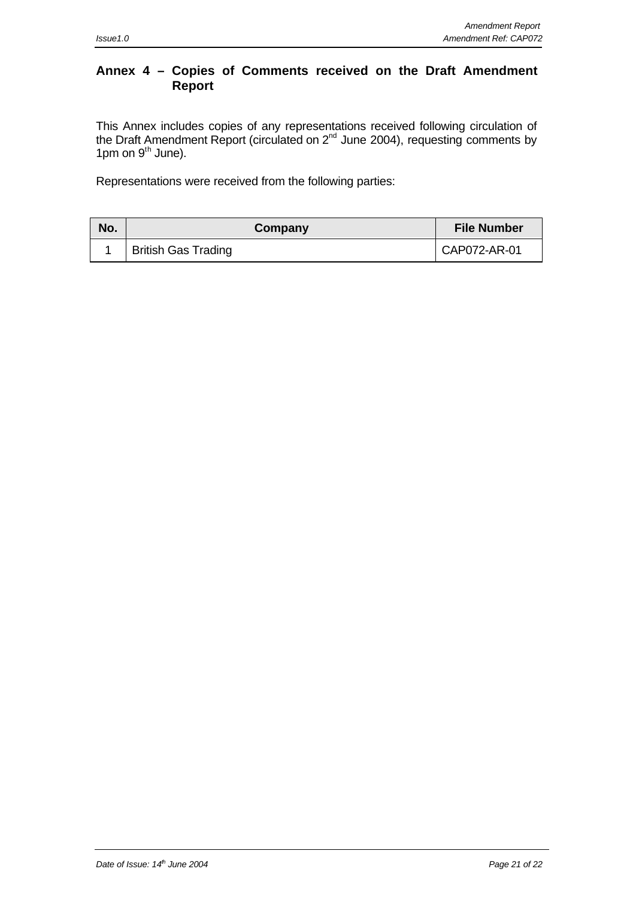## Annex 4 – Copies of Comments received on the Draft Amendment Report

This Annex includes copies of any representations received following circulation of the Draft Amendment Report (circulated on 2nd June 2004), requesting comments by 1pm on 9th June).

Representations were received from the following parties:

| No. | Company | File Number |
|---|---|---|
| 1 | British Gas Trading | CAP072-AR-01 |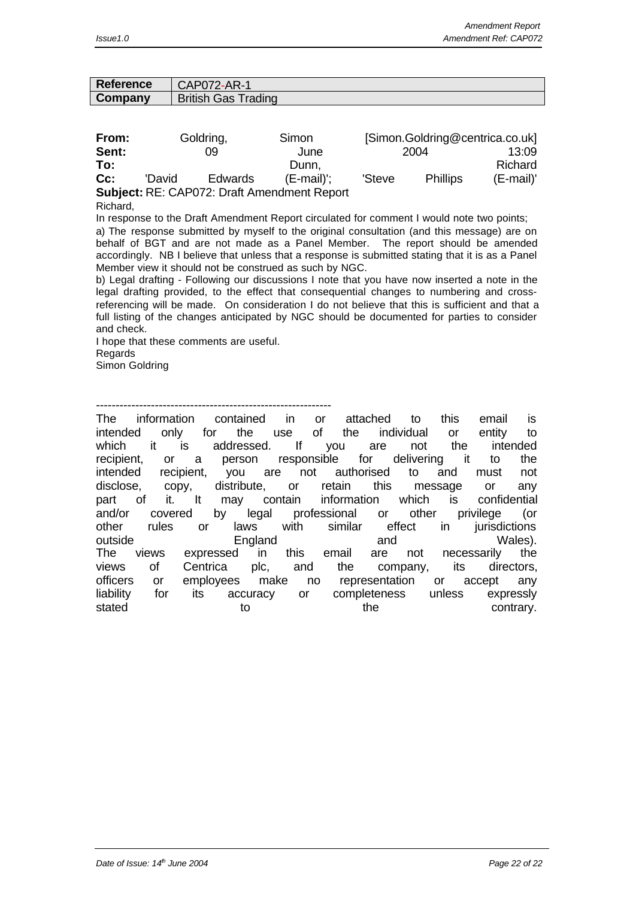| | |
|---|---|
| **Reference** | CAP072-AR-1 |
| **Company** | British Gas Trading |

**From:** Goldring, Simon [Simon.Goldring@centrica.co.uk]
**Sent:** 09 June 2004 13:09
**To:** Dunn, Richard
**Cc:** 'David Edwards (E-mail)'; 'Steve Phillips (E-mail)'
**Subject:** RE: CAP072: Draft Amendment Report

Richard,

In response to the Draft Amendment Report circulated for comment I would note two points;

a) The response submitted by myself to the original consultation (and this message) are on behalf of BGT and are not made as a Panel Member. The report should be amended accordingly. NB I believe that unless that a response is submitted stating that it is as a Panel Member view it should not be construed as such by NGC.

b) Legal drafting - Following our discussions I note that you have now inserted a note in the legal drafting provided, to the effect that consequential changes to numbering and cross-referencing will be made. On consideration I do not believe that this is sufficient and that a full listing of the changes anticipated by NGC should be documented for parties to consider and check.

I hope that these comments are useful.

Regards

Simon Goldring

------------------------------------------------------------

The information contained in or attached to this email is intended only for the use of the individual or entity to which it is addressed. If you are not the intended recipient, or a person responsible for delivering it to the intended recipient, you are not authorised to and must not disclose, copy, distribute, or retain this message or any part of it. It may contain information which is confidential and/or covered by legal professional or other privilege (or other rules or laws with similar effect in jurisdictions outside England and Wales).

The views expressed in this email are not necessarily the views of Centrica plc, and the company, its directors, officers or employees make no representation or accept any liability for its accuracy or completeness unless expressly stated to the contrary.